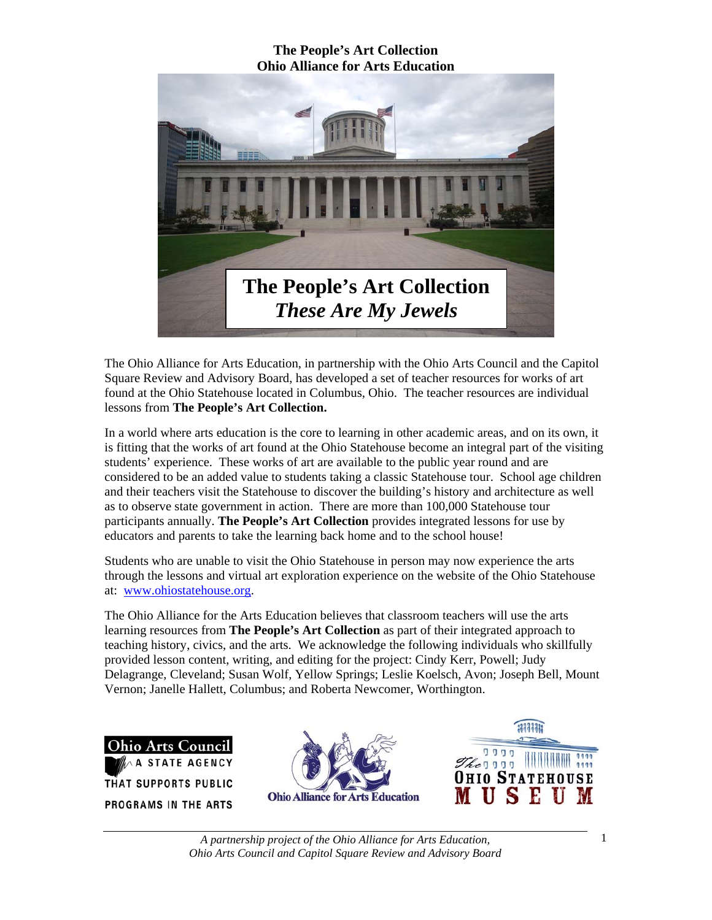**The People's Art Collection**
**Ohio Alliance for Arts Education**

# The People's Art Collection
## *These Are My Jewels*

The Ohio Alliance for Arts Education, in partnership with the Ohio Arts Council and the Capitol Square Review and Advisory Board, has developed a set of teacher resources for works of art found at the Ohio Statehouse located in Columbus, Ohio. The teacher resources are individual lessons from **The People's Art Collection.**

In a world where arts education is the core to learning in other academic areas, and on its own, it is fitting that the works of art found at the Ohio Statehouse become an integral part of the visiting students' experience. These works of art are available to the public year round and are considered to be an added value to students taking a classic Statehouse tour. School age children and their teachers visit the Statehouse to discover the building's history and architecture as well as to observe state government in action. There are more than 100,000 Statehouse tour participants annually. **The People's Art Collection** provides integrated lessons for use by educators and parents to take the learning back home and to the school house!

Students who are unable to visit the Ohio Statehouse in person may now experience the arts through the lessons and virtual art exploration experience on the website of the Ohio Statehouse at: [www.ohiostatehouse.org](http://www.ohiostatehouse.org).

The Ohio Alliance for the Arts Education believes that classroom teachers will use the arts learning resources from **The People's Art Collection** as part of their integrated approach to teaching history, civics, and the arts. We acknowledge the following individuals who skillfully provided lesson content, writing, and editing for the project: Cindy Kerr, Powell; Judy Delagrange, Cleveland; Susan Wolf, Yellow Springs; Leslie Koelsch, Avon; Joseph Bell, Mount Vernon; Janelle Hallett, Columbus; and Roberta Newcomer, Worthington.

Ohio Arts Council — A State Agency That Supports Public Programs in the Arts

Ohio Alliance for Arts Education

The Ohio Statehouse Museum

*A partnership project of the Ohio Alliance for Arts Education, Ohio Arts Council and Capitol Square Review and Advisory Board*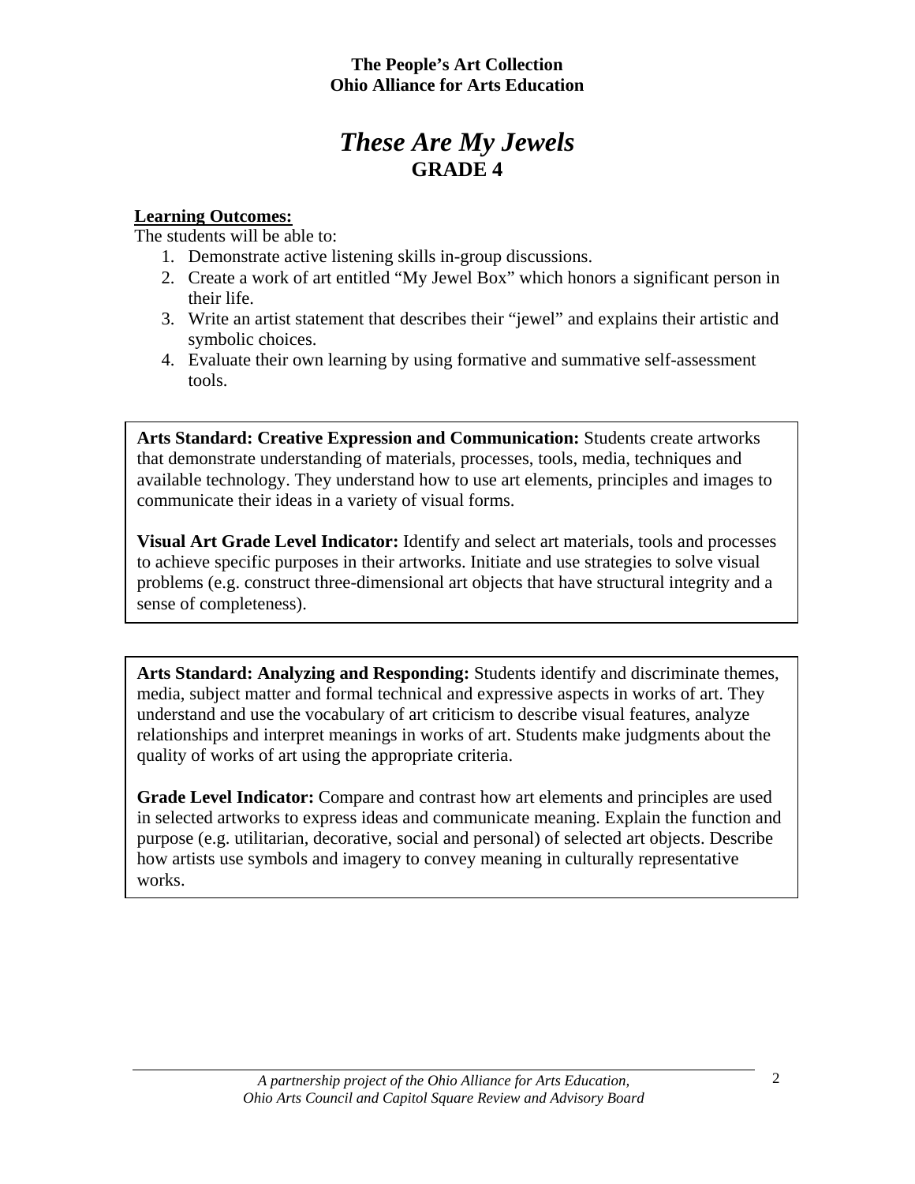**The People's Art Collection**
**Ohio Alliance for Arts Education**

# *These Are My Jewels*
## GRADE 4

**Learning Outcomes:**

The students will be able to:

1. Demonstrate active listening skills in-group discussions.
2. Create a work of art entitled "My Jewel Box" which honors a significant person in their life.
3. Write an artist statement that describes their "jewel" and explains their artistic and symbolic choices.
4. Evaluate their own learning by using formative and summative self-assessment tools.

**Arts Standard: Creative Expression and Communication:** Students create artworks that demonstrate understanding of materials, processes, tools, media, techniques and available technology. They understand how to use art elements, principles and images to communicate their ideas in a variety of visual forms.

**Visual Art Grade Level Indicator:** Identify and select art materials, tools and processes to achieve specific purposes in their artworks. Initiate and use strategies to solve visual problems (e.g. construct three-dimensional art objects that have structural integrity and a sense of completeness).

**Arts Standard: Analyzing and Responding:** Students identify and discriminate themes, media, subject matter and formal technical and expressive aspects in works of art. They understand and use the vocabulary of art criticism to describe visual features, analyze relationships and interpret meanings in works of art. Students make judgments about the quality of works of art using the appropriate criteria.

**Grade Level Indicator:** Compare and contrast how art elements and principles are used in selected artworks to express ideas and communicate meaning. Explain the function and purpose (e.g. utilitarian, decorative, social and personal) of selected art objects. Describe how artists use symbols and imagery to convey meaning in culturally representative works.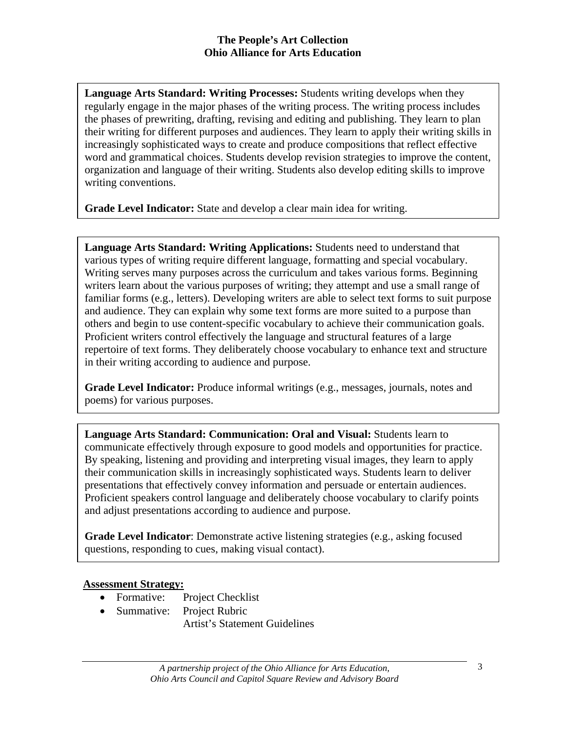**Language Arts Standard: Writing Processes:** Students writing develops when they regularly engage in the major phases of the writing process. The writing process includes the phases of prewriting, drafting, revising and editing and publishing. They learn to plan their writing for different purposes and audiences. They learn to apply their writing skills in increasingly sophisticated ways to create and produce compositions that reflect effective word and grammatical choices. Students develop revision strategies to improve the content, organization and language of their writing. Students also develop editing skills to improve writing conventions.

**Grade Level Indicator:** State and develop a clear main idea for writing.

**Language Arts Standard: Writing Applications:** Students need to understand that various types of writing require different language, formatting and special vocabulary. Writing serves many purposes across the curriculum and takes various forms. Beginning writers learn about the various purposes of writing; they attempt and use a small range of familiar forms (e.g., letters). Developing writers are able to select text forms to suit purpose and audience. They can explain why some text forms are more suited to a purpose than others and begin to use content-specific vocabulary to achieve their communication goals. Proficient writers control effectively the language and structural features of a large repertoire of text forms. They deliberately choose vocabulary to enhance text and structure in their writing according to audience and purpose.

**Grade Level Indicator:** Produce informal writings (e.g., messages, journals, notes and poems) for various purposes.

**Language Arts Standard: Communication: Oral and Visual:** Students learn to communicate effectively through exposure to good models and opportunities for practice. By speaking, listening and providing and interpreting visual images, they learn to apply their communication skills in increasingly sophisticated ways. Students learn to deliver presentations that effectively convey information and persuade or entertain audiences. Proficient speakers control language and deliberately choose vocabulary to clarify points and adjust presentations according to audience and purpose.

**Grade Level Indicator**: Demonstrate active listening strategies (e.g., asking focused questions, responding to cues, making visual contact).

**Assessment Strategy:**

- Formative: Project Checklist
- Summative: Project Rubric
  Artist's Statement Guidelines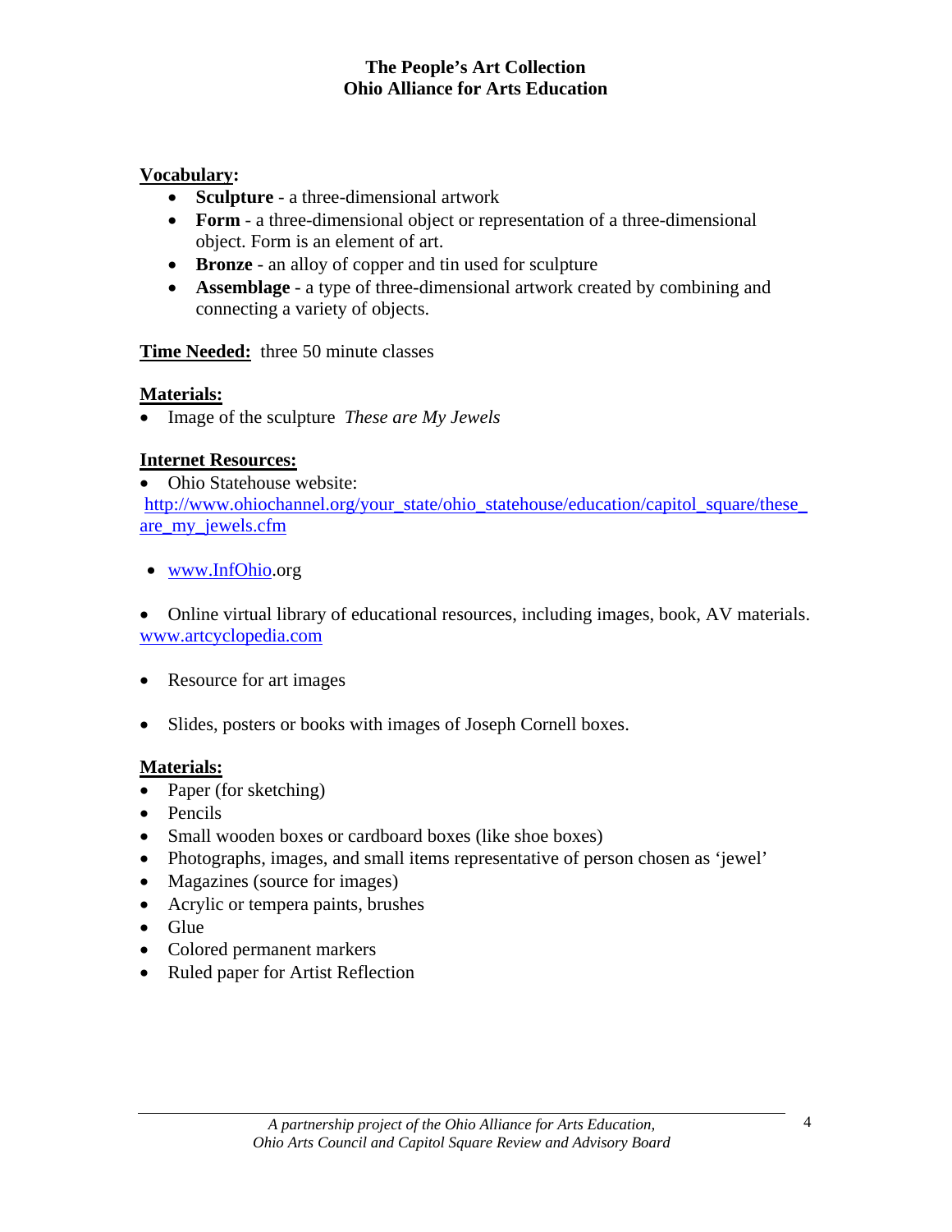**Vocabulary:**

- **Sculpture** - a three-dimensional artwork
- **Form** - a three-dimensional object or representation of a three-dimensional object. Form is an element of art.
- **Bronze** - an alloy of copper and tin used for sculpture
- **Assemblage** - a type of three-dimensional artwork created by combining and connecting a variety of objects.

**Time Needed:** three 50 minute classes

**Materials:**

- Image of the sculpture *These are My Jewels*

**Internet Resources:**

- Ohio Statehouse website:
  http://www.ohiochannel.org/your_state/ohio_statehouse/education/capitol_square/these_are_my_jewels.cfm

- www.InfOhio.org

- Online virtual library of educational resources, including images, book, AV materials.
  www.artcyclopedia.com

- Resource for art images

- Slides, posters or books with images of Joseph Cornell boxes.

**Materials:**

- Paper (for sketching)
- Pencils
- Small wooden boxes or cardboard boxes (like shoe boxes)
- Photographs, images, and small items representative of person chosen as 'jewel'
- Magazines (source for images)
- Acrylic or tempera paints, brushes
- Glue
- Colored permanent markers
- Ruled paper for Artist Reflection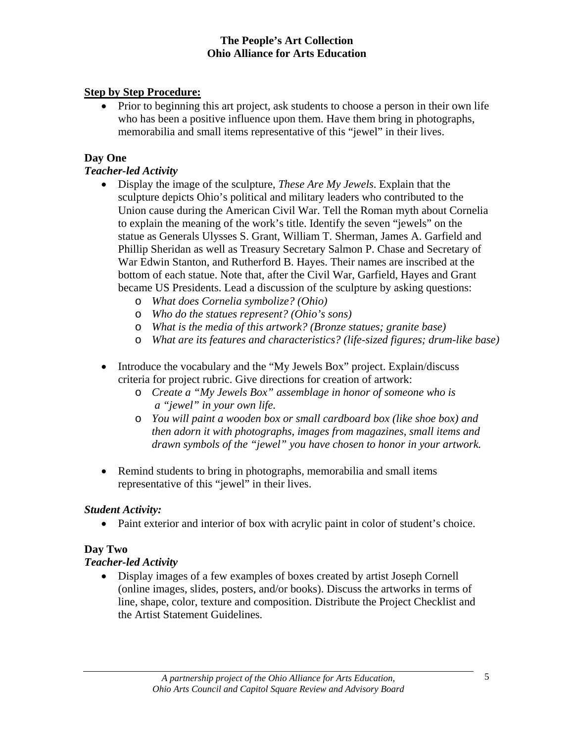**Step by Step Procedure:**

- Prior to beginning this art project, ask students to choose a person in their own life who has been a positive influence upon them. Have them bring in photographs, memorabilia and small items representative of this "jewel" in their lives.

**Day One**

***Teacher-led Activity***

- Display the image of the sculpture, *These Are My Jewels*. Explain that the sculpture depicts Ohio's political and military leaders who contributed to the Union cause during the American Civil War. Tell the Roman myth about Cornelia to explain the meaning of the work's title. Identify the seven "jewels" on the statue as Generals Ulysses S. Grant, William T. Sherman, James A. Garfield and Phillip Sheridan as well as Treasury Secretary Salmon P. Chase and Secretary of War Edwin Stanton, and Rutherford B. Hayes. Their names are inscribed at the bottom of each statue. Note that, after the Civil War, Garfield, Hayes and Grant became US Presidents. Lead a discussion of the sculpture by asking questions:
  - *What does Cornelia symbolize? (Ohio)*
  - *Who do the statues represent? (Ohio's sons)*
  - *What is the media of this artwork? (Bronze statues; granite base)*
  - *What are its features and characteristics? (life-sized figures; drum-like base)*

- Introduce the vocabulary and the "My Jewels Box" project. Explain/discuss criteria for project rubric. Give directions for creation of artwork:
  - *Create a "My Jewels Box" assemblage in honor of someone who is a "jewel" in your own life.*
  - *You will paint a wooden box or small cardboard box (like shoe box) and then adorn it with photographs, images from magazines, small items and drawn symbols of the "jewel" you have chosen to honor in your artwork.*

- Remind students to bring in photographs, memorabilia and small items representative of this "jewel" in their lives.

***Student Activity:***

- Paint exterior and interior of box with acrylic paint in color of student's choice.

**Day Two**

***Teacher-led Activity***

- Display images of a few examples of boxes created by artist Joseph Cornell (online images, slides, posters, and/or books). Discuss the artworks in terms of line, shape, color, texture and composition. Distribute the Project Checklist and the Artist Statement Guidelines.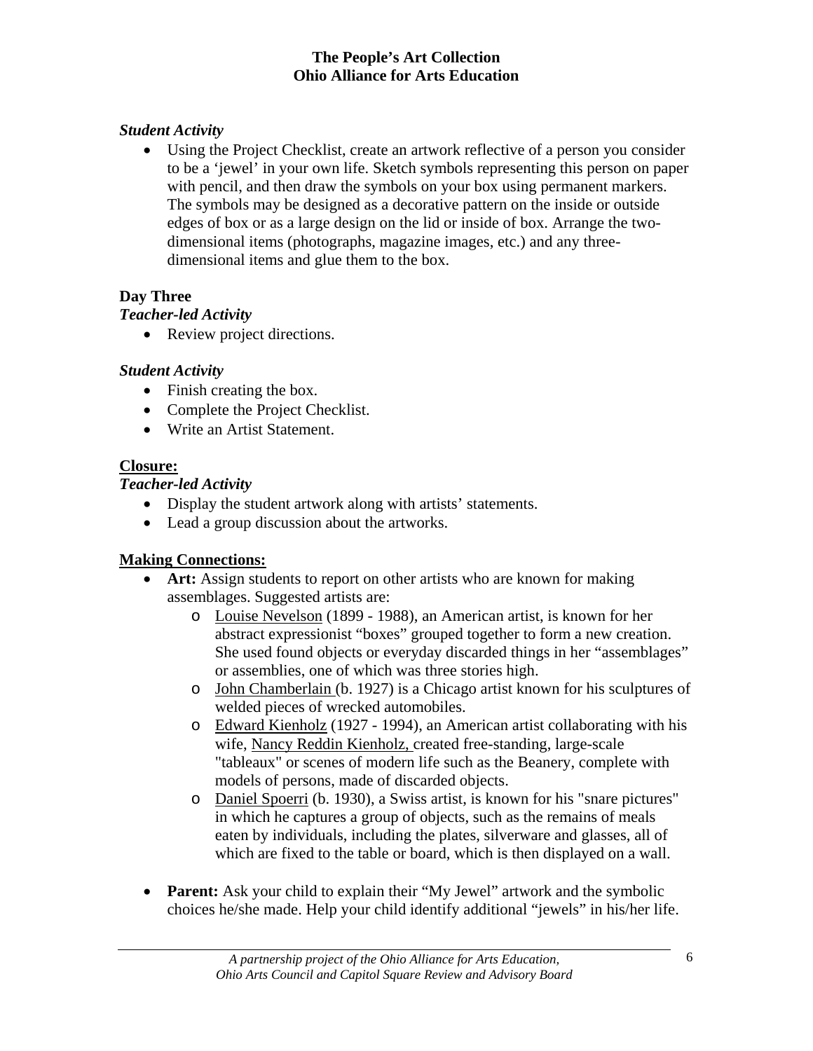*Student Activity*

- Using the Project Checklist, create an artwork reflective of a person you consider to be a 'jewel' in your own life. Sketch symbols representing this person on paper with pencil, and then draw the symbols on your box using permanent markers. The symbols may be designed as a decorative pattern on the inside or outside edges of box or as a large design on the lid or inside of box. Arrange the two-dimensional items (photographs, magazine images, etc.) and any three-dimensional items and glue them to the box.

**Day Three**

*Teacher-led Activity*

- Review project directions.

*Student Activity*

- Finish creating the box.
- Complete the Project Checklist.
- Write an Artist Statement.

**Closure:**

*Teacher-led Activity*

- Display the student artwork along with artists' statements.
- Lead a group discussion about the artworks.

**Making Connections:**

- **Art:** Assign students to report on other artists who are known for making assemblages. Suggested artists are:
  - Louise Nevelson (1899 - 1988), an American artist, is known for her abstract expressionist "boxes" grouped together to form a new creation. She used found objects or everyday discarded things in her "assemblages" or assemblies, one of which was three stories high.
  - John Chamberlain (b. 1927) is a Chicago artist known for his sculptures of welded pieces of wrecked automobiles.
  - Edward Kienholz (1927 - 1994), an American artist collaborating with his wife, Nancy Reddin Kienholz, created free-standing, large-scale "tableaux" or scenes of modern life such as the Beanery, complete with models of persons, made of discarded objects.
  - Daniel Spoerri (b. 1930), a Swiss artist, is known for his "snare pictures" in which he captures a group of objects, such as the remains of meals eaten by individuals, including the plates, silverware and glasses, all of which are fixed to the table or board, which is then displayed on a wall.

- **Parent:** Ask your child to explain their "My Jewel" artwork and the symbolic choices he/she made. Help your child identify additional "jewels" in his/her life.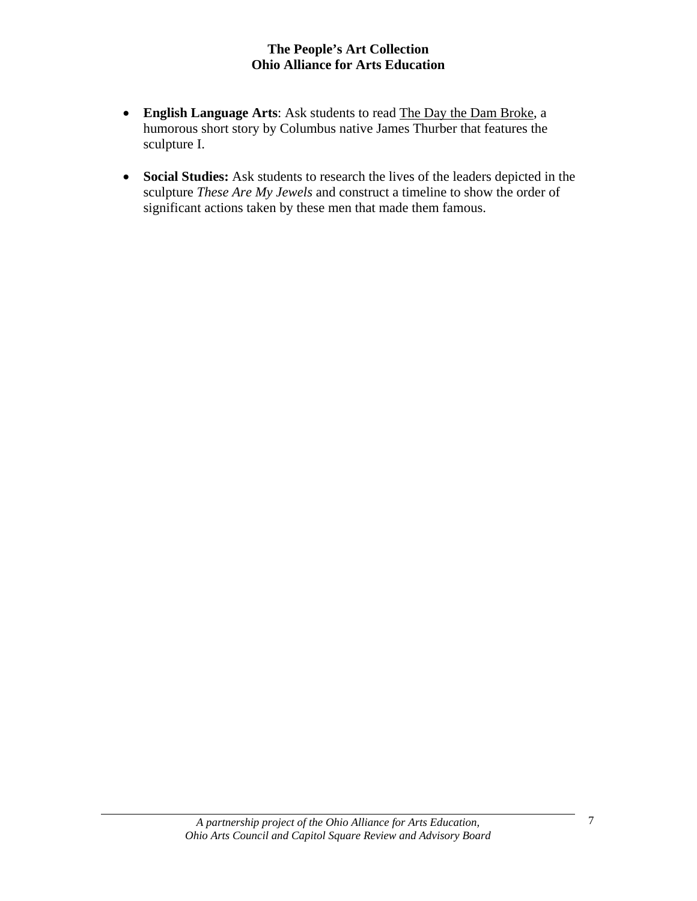- **English Language Arts**: Ask students to read The Day the Dam Broke, a humorous short story by Columbus native James Thurber that features the sculpture I.

- **Social Studies:** Ask students to research the lives of the leaders depicted in the sculpture *These Are My Jewels* and construct a timeline to show the order of significant actions taken by these men that made them famous.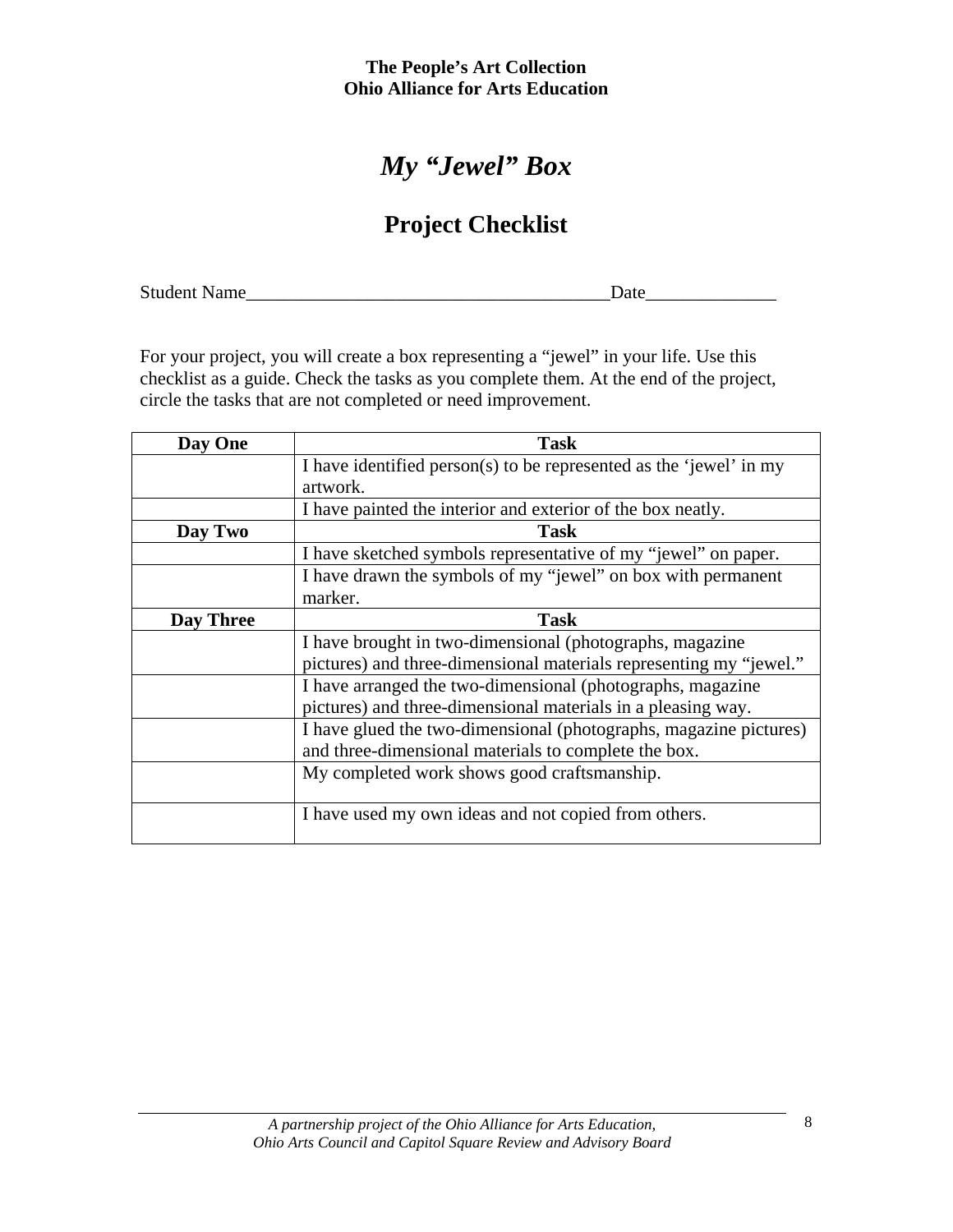**The People's Art Collection**
**Ohio Alliance for Arts Education**

# *My "Jewel" Box*

## Project Checklist

Student Name_______________________________________Date______________

For your project, you will create a box representing a "jewel" in your life. Use this checklist as a guide. Check the tasks as you complete them. At the end of the project, circle the tasks that are not completed or need improvement.

| Day One | Task |
|---|---|
| | I have identified person(s) to be represented as the 'jewel' in my artwork. |
| | I have painted the interior and exterior of the box neatly. |
| **Day Two** | **Task** |
| | I have sketched symbols representative of my "jewel" on paper. |
| | I have drawn the symbols of my "jewel" on box with permanent marker. |
| **Day Three** | **Task** |
| | I have brought in two-dimensional (photographs, magazine pictures) and three-dimensional materials representing my "jewel." |
| | I have arranged the two-dimensional (photographs, magazine pictures) and three-dimensional materials in a pleasing way. |
| | I have glued the two-dimensional (photographs, magazine pictures) and three-dimensional materials to complete the box. |
| | My completed work shows good craftsmanship. |
| | I have used my own ideas and not copied from others. |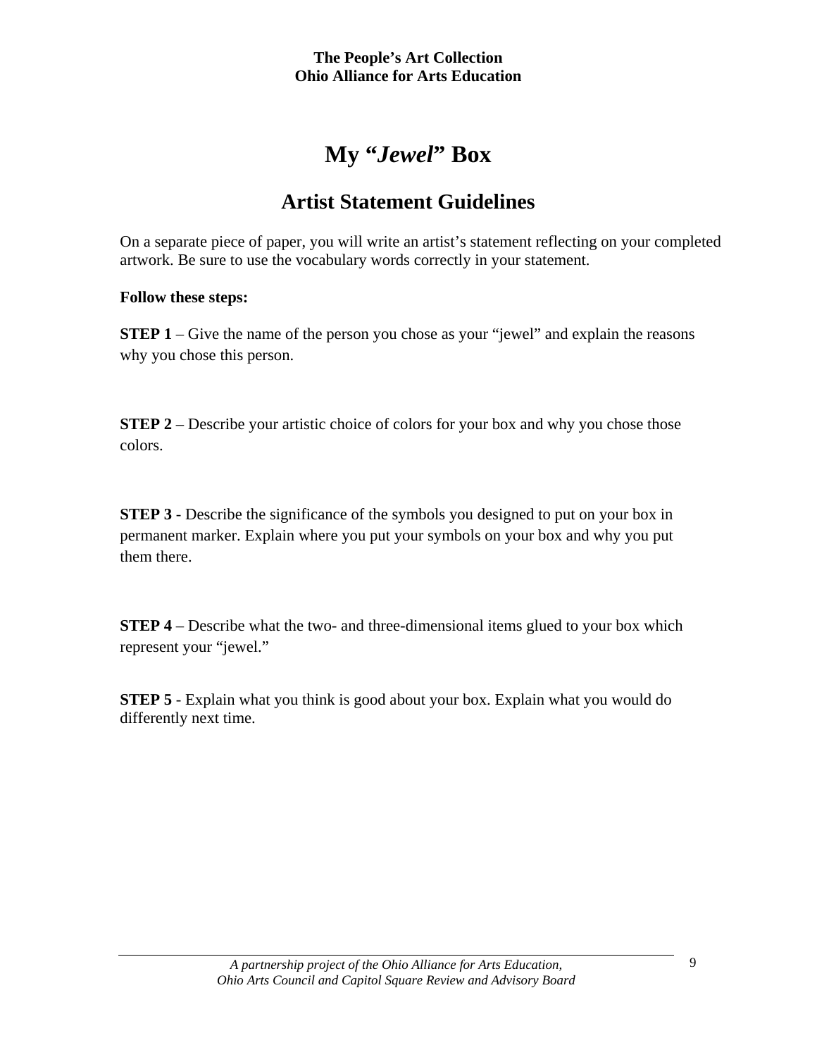# My "*Jewel*" Box

## Artist Statement Guidelines

On a separate piece of paper, you will write an artist's statement reflecting on your completed artwork. Be sure to use the vocabulary words correctly in your statement.

**Follow these steps:**

**STEP 1** – Give the name of the person you chose as your "jewel" and explain the reasons why you chose this person.

**STEP 2** – Describe your artistic choice of colors for your box and why you chose those colors.

**STEP 3** - Describe the significance of the symbols you designed to put on your box in permanent marker. Explain where you put your symbols on your box and why you put them there.

**STEP 4** – Describe what the two- and three-dimensional items glued to your box which represent your "jewel."

**STEP 5** - Explain what you think is good about your box. Explain what you would do differently next time.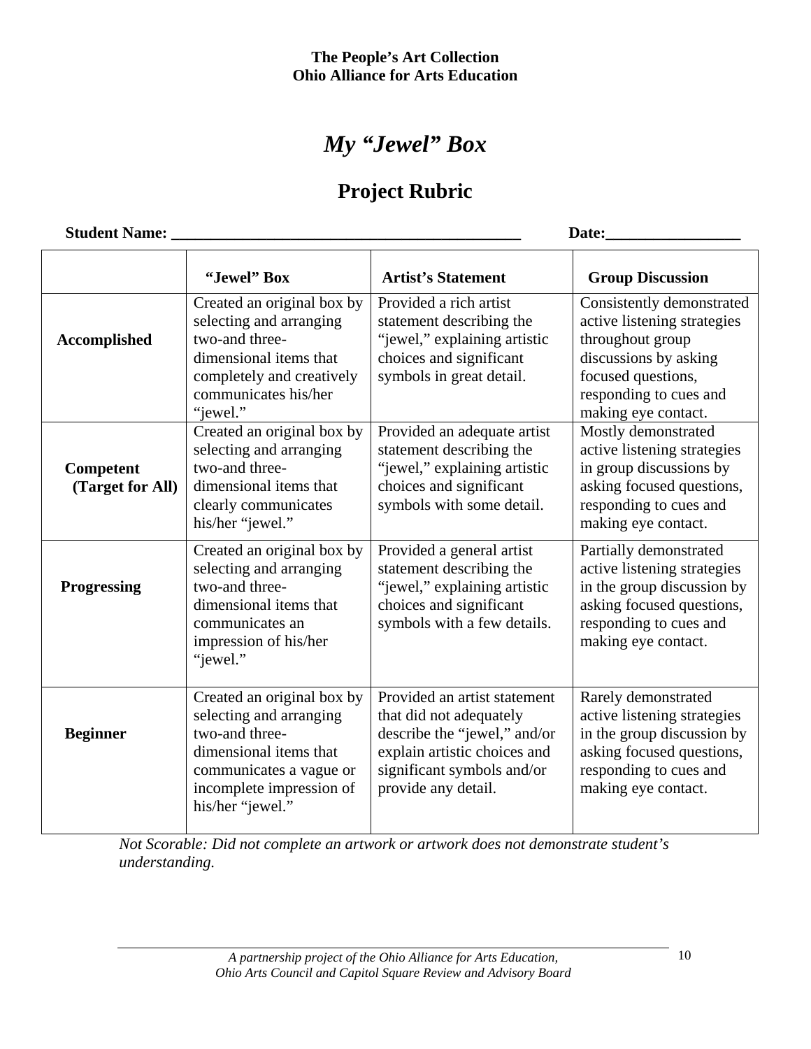**The People's Art Collection**
**Ohio Alliance for Arts Education**

# *My "Jewel" Box*

## Project Rubric

**Student Name: ____________________________________________ Date:_________________**

| | "Jewel" Box | Artist's Statement | Group Discussion |
|---|---|---|---|
| **Accomplished** | Created an original box by selecting and arranging two-and three-dimensional items that completely and creatively communicates his/her "jewel." | Provided a rich artist statement describing the "jewel," explaining artistic choices and significant symbols in great detail. | Consistently demonstrated active listening strategies throughout group discussions by asking focused questions, responding to cues and making eye contact. |
| **Competent (Target for All)** | Created an original box by selecting and arranging two-and three-dimensional items that clearly communicates his/her "jewel." | Provided an adequate artist statement describing the "jewel," explaining artistic choices and significant symbols with some detail. | Mostly demonstrated active listening strategies in group discussions by asking focused questions, responding to cues and making eye contact. |
| **Progressing** | Created an original box by selecting and arranging two-and three-dimensional items that communicates an impression of his/her "jewel." | Provided a general artist statement describing the "jewel," explaining artistic choices and significant symbols with a few details. | Partially demonstrated active listening strategies in the group discussion by asking focused questions, responding to cues and making eye contact. |
| **Beginner** | Created an original box by selecting and arranging two-and three-dimensional items that communicates a vague or incomplete impression of his/her "jewel." | Provided an artist statement that did not adequately describe the "jewel," and/or explain artistic choices and significant symbols and/or provide any detail. | Rarely demonstrated active listening strategies in the group discussion by asking focused questions, responding to cues and making eye contact. |

*Not Scorable: Did not complete an artwork or artwork does not demonstrate student's understanding.*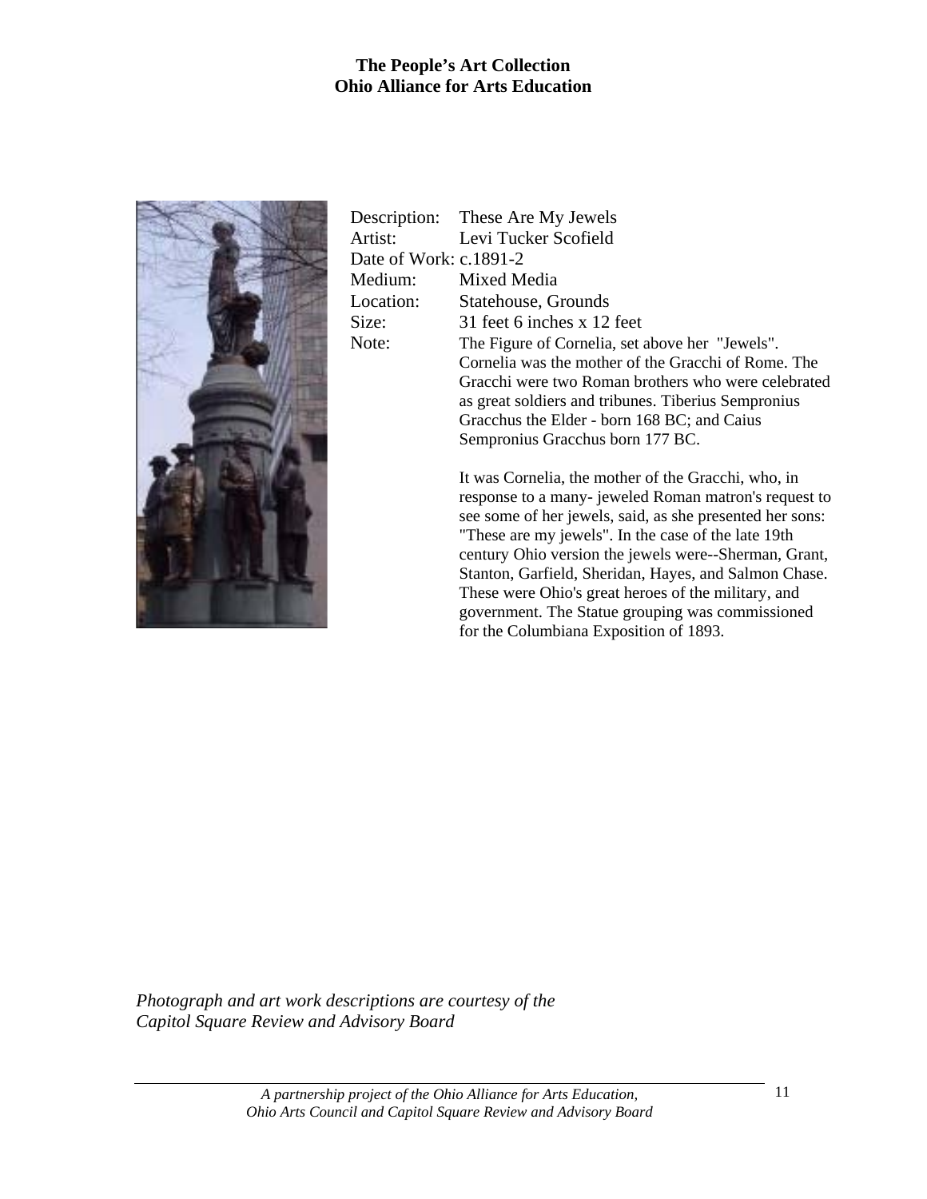# The People's Art Collection
## Ohio Alliance for Arts Education

| | |
|---|---|
| Description: | These Are My Jewels |
| Artist: | Levi Tucker Scofield |
| Date of Work: | c.1891-2 |
| Medium: | Mixed Media |
| Location: | Statehouse, Grounds |
| Size: | 31 feet 6 inches x 12 feet |
| Note: | The Figure of Cornelia, set above her "Jewels". Cornelia was the mother of the Gracchi of Rome. The Gracchi were two Roman brothers who were celebrated as great soldiers and tribunes. Tiberius Sempronius Gracchus the Elder - born 168 BC; and Caius Sempronius Gracchus born 177 BC. |

It was Cornelia, the mother of the Gracchi, who, in response to a many- jeweled Roman matron's request to see some of her jewels, said, as she presented her sons: "These are my jewels". In the case of the late 19th century Ohio version the jewels were--Sherman, Grant, Stanton, Garfield, Sheridan, Hayes, and Salmon Chase. These were Ohio's great heroes of the military, and government. The Statue grouping was commissioned for the Columbiana Exposition of 1893.

*Photograph and art work descriptions are courtesy of the Capitol Square Review and Advisory Board*

*A partnership project of the Ohio Alliance for Arts Education, Ohio Arts Council and Capitol Square Review and Advisory Board*